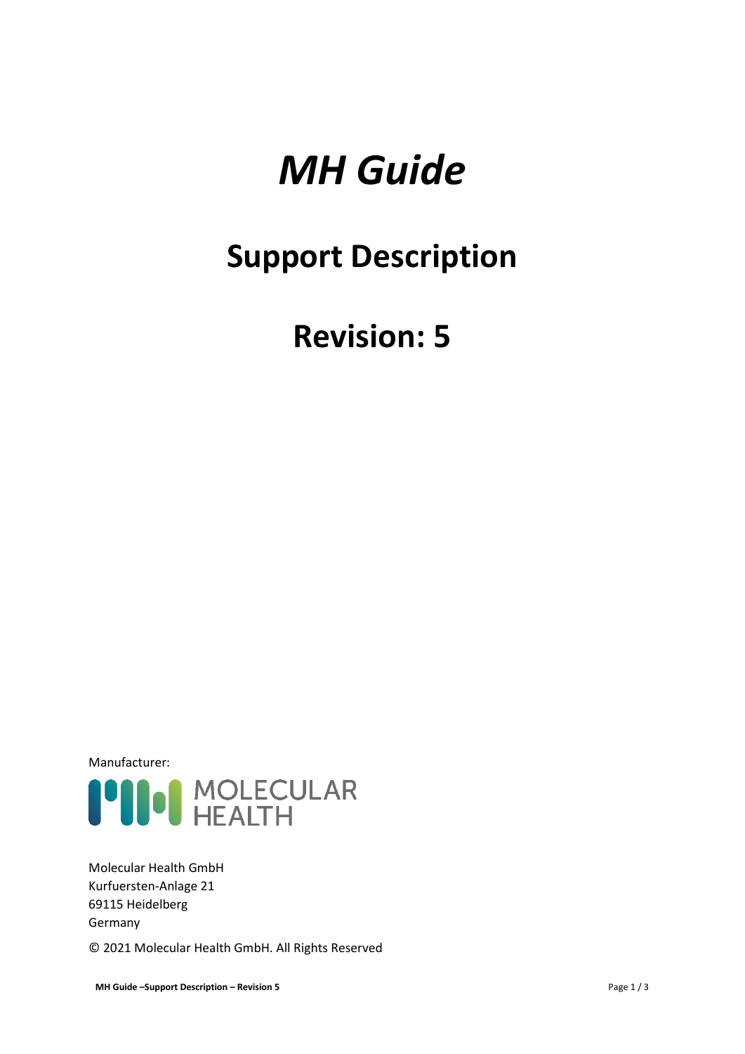# *MH Guide*

# Support Description

# Revision: 5

Manufacturer:

MOLECULAR HEALTH

Molecular Health GmbH
Kurfuersten-Anlage 21
69115 Heidelberg
Germany

© 2021 Molecular Health GmbH. All Rights Reserved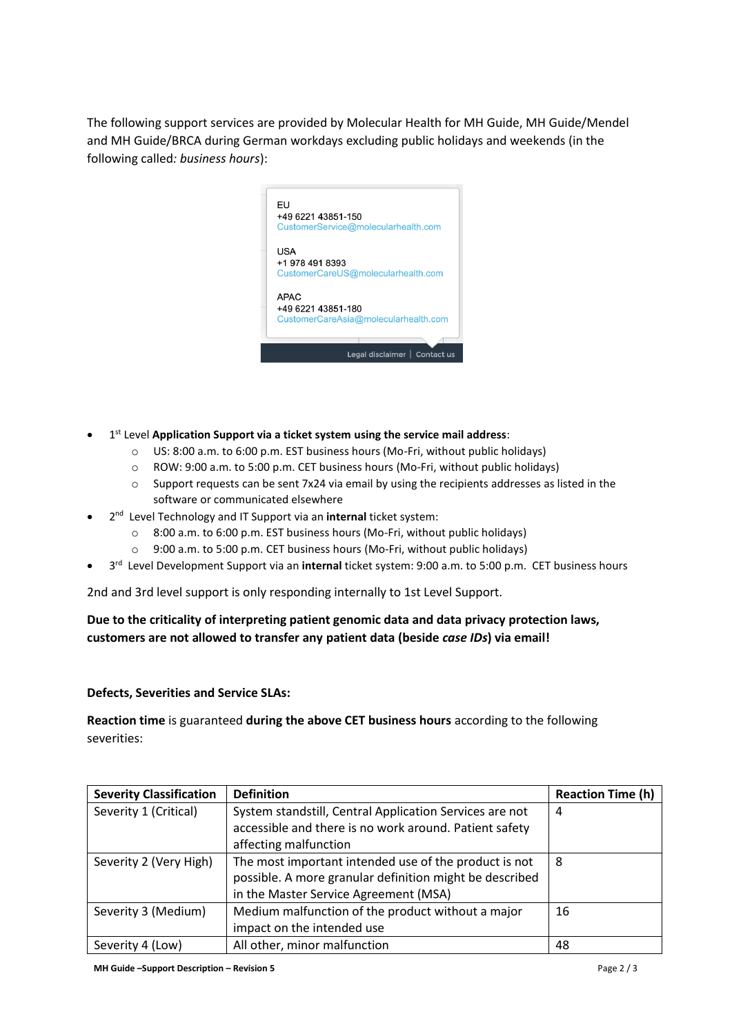The following support services are provided by Molecular Health for MH Guide, MH Guide/Mendel and MH Guide/BRCA during German workdays excluding public holidays and weekends (in the following called*: business hours*):

EU
+49 6221 43851-150
CustomerService@molecularhealth.com

USA
+1 978 491 8393
CustomerCareUS@molecularhealth.com

APAC
+49 6221 43851-180
CustomerCareAsia@molecularhealth.com

Legal disclaimer | Contact us

- 1st Level **Application Support via a ticket system using the service mail address**:
    - US: 8:00 a.m. to 6:00 p.m. EST business hours (Mo-Fri, without public holidays)
    - ROW: 9:00 a.m. to 5:00 p.m. CET business hours (Mo-Fri, without public holidays)
    - Support requests can be sent 7x24 via email by using the recipients addresses as listed in the software or communicated elsewhere
- 2nd Level Technology and IT Support via an **internal** ticket system:
    - 8:00 a.m. to 6:00 p.m. EST business hours (Mo-Fri, without public holidays)
    - 9:00 a.m. to 5:00 p.m. CET business hours (Mo-Fri, without public holidays)
- 3rd Level Development Support via an **internal** ticket system: 9:00 a.m. to 5:00 p.m. CET business hours

2nd and 3rd level support is only responding internally to 1st Level Support.

**Due to the criticality of interpreting patient genomic data and data privacy protection laws, customers are not allowed to transfer any patient data (beside *case IDs*) via email!**

**Defects, Severities and Service SLAs:**

**Reaction time** is guaranteed **during the above CET business hours** according to the following severities:

| Severity Classification | Definition | Reaction Time (h) |
|---|---|---|
| Severity 1 (Critical) | System standstill, Central Application Services are not accessible and there is no work around. Patient safety affecting malfunction | 4 |
| Severity 2 (Very High) | The most important intended use of the product is not possible. A more granular definition might be described in the Master Service Agreement (MSA) | 8 |
| Severity 3 (Medium) | Medium malfunction of the product without a major impact on the intended use | 16 |
| Severity 4 (Low) | All other, minor malfunction | 48 |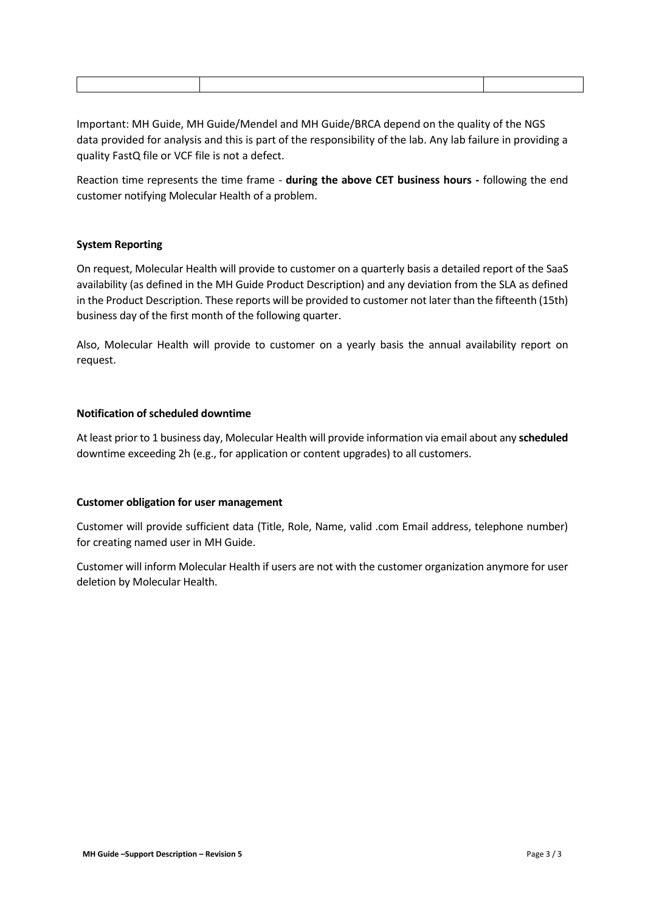| | | |
|---|---|---|
| | | |

Important: MH Guide, MH Guide/Mendel and MH Guide/BRCA depend on the quality of the NGS data provided for analysis and this is part of the responsibility of the lab. Any lab failure in providing a quality FastQ file or VCF file is not a defect.

Reaction time represents the time frame - **during the above CET business hours -** following the end customer notifying Molecular Health of a problem.

**System Reporting**

On request, Molecular Health will provide to customer on a quarterly basis a detailed report of the SaaS availability (as defined in the MH Guide Product Description) and any deviation from the SLA as defined in the Product Description. These reports will be provided to customer not later than the fifteenth (15th) business day of the first month of the following quarter.

Also, Molecular Health will provide to customer on a yearly basis the annual availability report on request.

**Notification of scheduled downtime**

At least prior to 1 business day, Molecular Health will provide information via email about any **scheduled** downtime exceeding 2h (e.g., for application or content upgrades) to all customers.

**Customer obligation for user management**

Customer will provide sufficient data (Title, Role, Name, valid .com Email address, telephone number) for creating named user in MH Guide.

Customer will inform Molecular Health if users are not with the customer organization anymore for user deletion by Molecular Health.